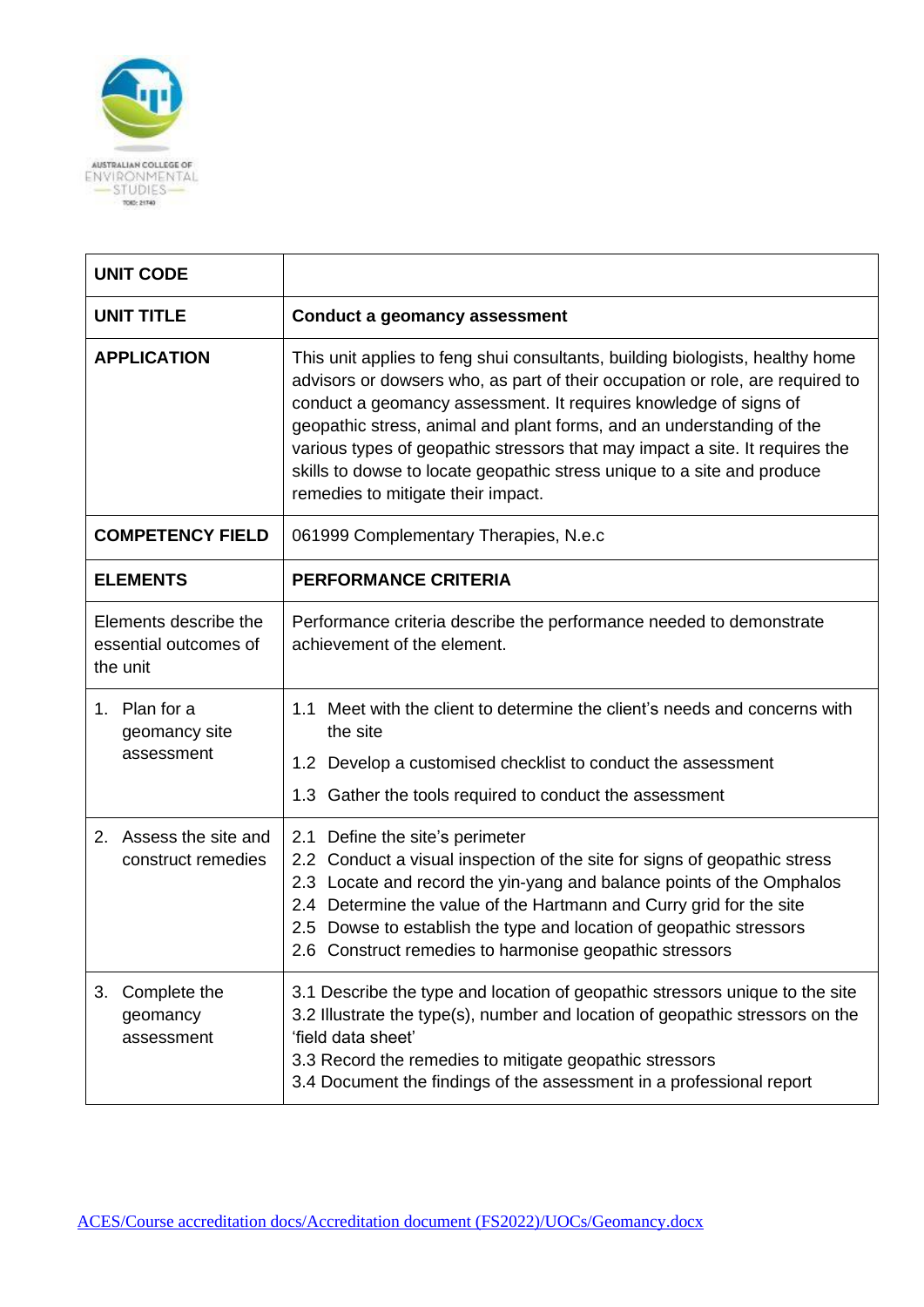AUSTRALIAN COLLEGE OF ENVIRONMENTAL STUDIES

| UNIT CODE | |
|---|---|
| **UNIT TITLE** | **Conduct a geomancy assessment** |
| **APPLICATION** | This unit applies to feng shui consultants, building biologists, healthy home advisors or dowsers who, as part of their occupation or role, are required to conduct a geomancy assessment. It requires knowledge of signs of geopathic stress, animal and plant forms, and an understanding of the various types of geopathic stressors that may impact a site. It requires the skills to dowse to locate geopathic stress unique to a site and produce remedies to mitigate their impact. |
| **COMPETENCY FIELD** | 061999 Complementary Therapies, N.e.c |
| **ELEMENTS** | **PERFORMANCE CRITERIA** |
| Elements describe the essential outcomes of the unit | Performance criteria describe the performance needed to demonstrate achievement of the element. |
| 1. Plan for a geomancy site assessment | 1.1 Meet with the client to determine the client's needs and concerns with the site<br>1.2 Develop a customised checklist to conduct the assessment<br>1.3 Gather the tools required to conduct the assessment |
| 2. Assess the site and construct remedies | 2.1 Define the site's perimeter<br>2.2 Conduct a visual inspection of the site for signs of geopathic stress<br>2.3 Locate and record the yin-yang and balance points of the Omphalos<br>2.4 Determine the value of the Hartmann and Curry grid for the site<br>2.5 Dowse to establish the type and location of geopathic stressors<br>2.6 Construct remedies to harmonise geopathic stressors |
| 3. Complete the geomancy assessment | 3.1 Describe the type and location of geopathic stressors unique to the site<br>3.2 Illustrate the type(s), number and location of geopathic stressors on the 'field data sheet'<br>3.3 Record the remedies to mitigate geopathic stressors<br>3.4 Document the findings of the assessment in a professional report |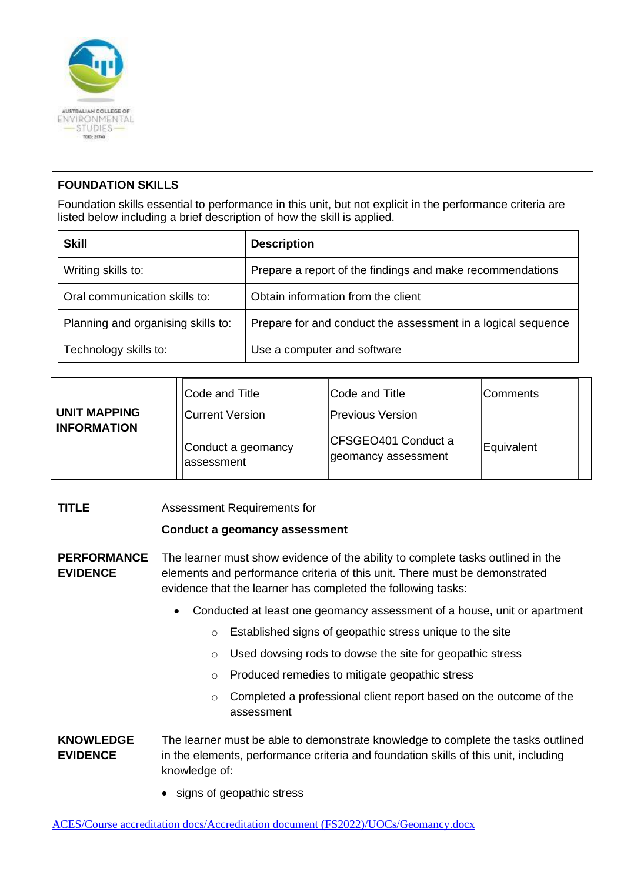| FOUNDATION SKILLS | |
|---|---|
| Foundation skills essential to performance in this unit, but not explicit in the performance criteria are listed below including a brief description of how the skill is applied. | |
| **Skill** | **Description** |
| Writing skills to: | Prepare a report of the findings and make recommendations |
| Oral communication skills to: | Obtain information from the client |
| Planning and organising skills to: | Prepare for and conduct the assessment in a logical sequence |
| Technology skills to: | Use a computer and software |

| **UNIT MAPPING INFORMATION** | Code and Title<br>Current Version | Code and Title<br>Previous Version | Comments |
|---|---|---|---|
| | Conduct a geomancy assessment | CFSGEO401 Conduct a geomancy assessment | Equivalent |

| **TITLE** | Assessment Requirements for<br>**Conduct a geomancy assessment** |
|---|---|
| **PERFORMANCE EVIDENCE** | The learner must show evidence of the ability to complete tasks outlined in the elements and performance criteria of this unit. There must be demonstrated evidence that the learner has completed the following tasks:<br>• Conducted at least one geomancy assessment of a house, unit or apartment<br>  ○ Established signs of geopathic stress unique to the site<br>  ○ Used dowsing rods to dowse the site for geopathic stress<br>  ○ Produced remedies to mitigate geopathic stress<br>  ○ Completed a professional client report based on the outcome of the assessment |
| **KNOWLEDGE EVIDENCE** | The learner must be able to demonstrate knowledge to complete the tasks outlined in the elements, performance criteria and foundation skills of this unit, including knowledge of:<br>• signs of geopathic stress |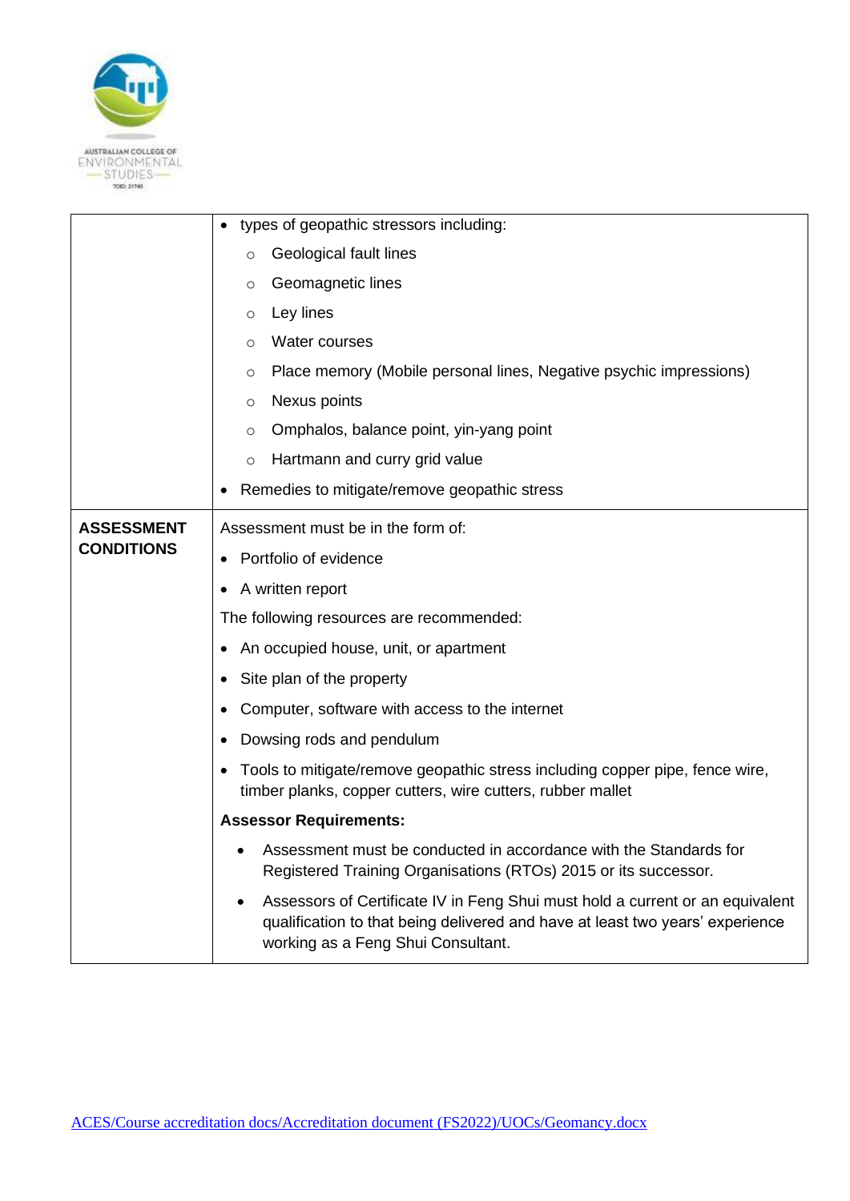| | |
|---|---|
| | • types of geopathic stressors including:<br>  ○ Geological fault lines<br>  ○ Geomagnetic lines<br>  ○ Ley lines<br>  ○ Water courses<br>  ○ Place memory (Mobile personal lines, Negative psychic impressions)<br>  ○ Nexus points<br>  ○ Omphalos, balance point, yin-yang point<br>  ○ Hartmann and curry grid value<br>• Remedies to mitigate/remove geopathic stress |
| **ASSESSMENT CONDITIONS** | Assessment must be in the form of:<br>• Portfolio of evidence<br>• A written report<br>The following resources are recommended:<br>• An occupied house, unit, or apartment<br>• Site plan of the property<br>• Computer, software with access to the internet<br>• Dowsing rods and pendulum<br>• Tools to mitigate/remove geopathic stress including copper pipe, fence wire, timber planks, copper cutters, wire cutters, rubber mallet<br>**Assessor Requirements:**<br>• Assessment must be conducted in accordance with the Standards for Registered Training Organisations (RTOs) 2015 or its successor.<br>• Assessors of Certificate IV in Feng Shui must hold a current or an equivalent qualification to that being delivered and have at least two years' experience working as a Feng Shui Consultant. |